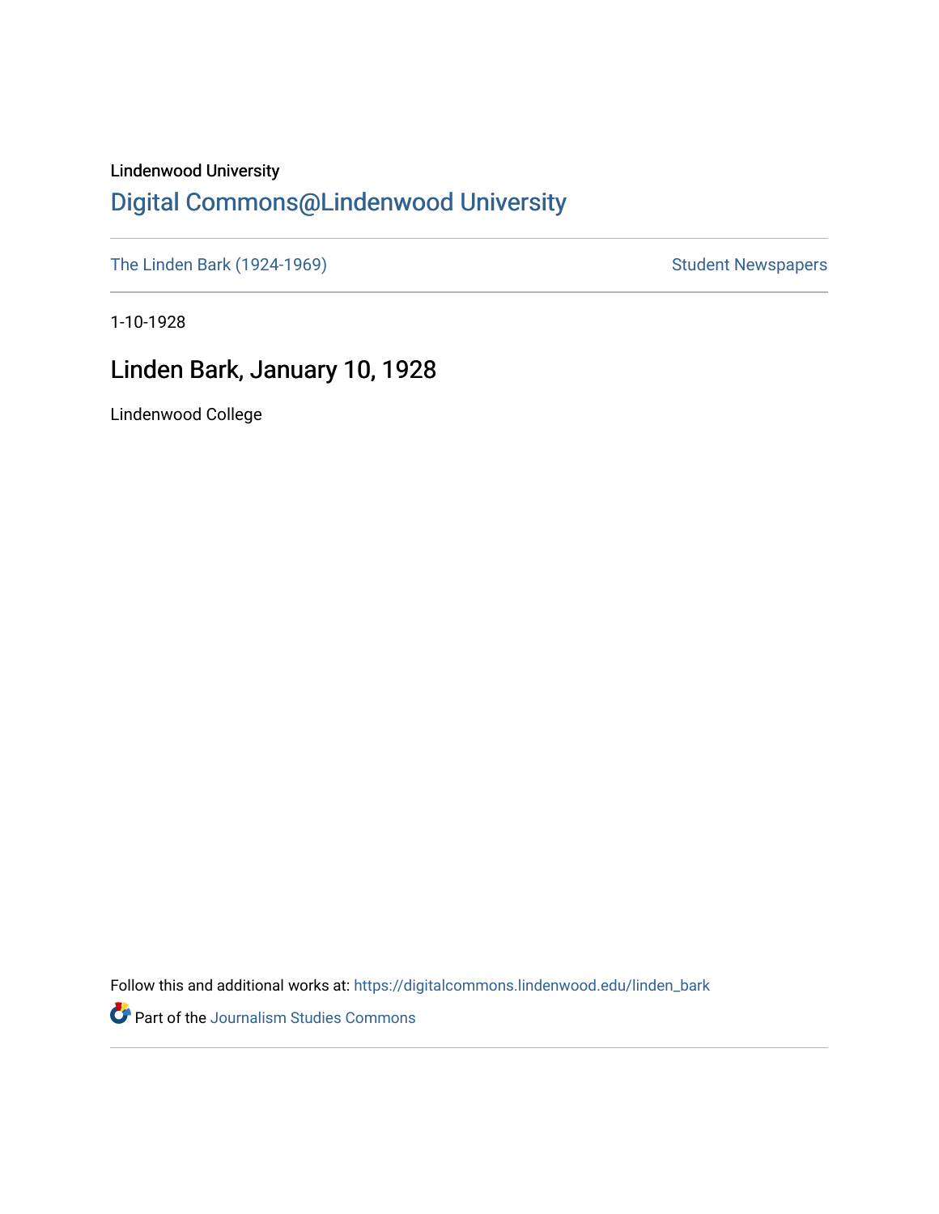Lindenwood University

# Digital Commons@Lindenwood University

The Linden Bark (1924-1969) | Student Newspapers

1-10-1928

## Linden Bark, January 10, 1928

Lindenwood College

Follow this and additional works at: https://digitalcommons.lindenwood.edu/linden_bark

Part of the Journalism Studies Commons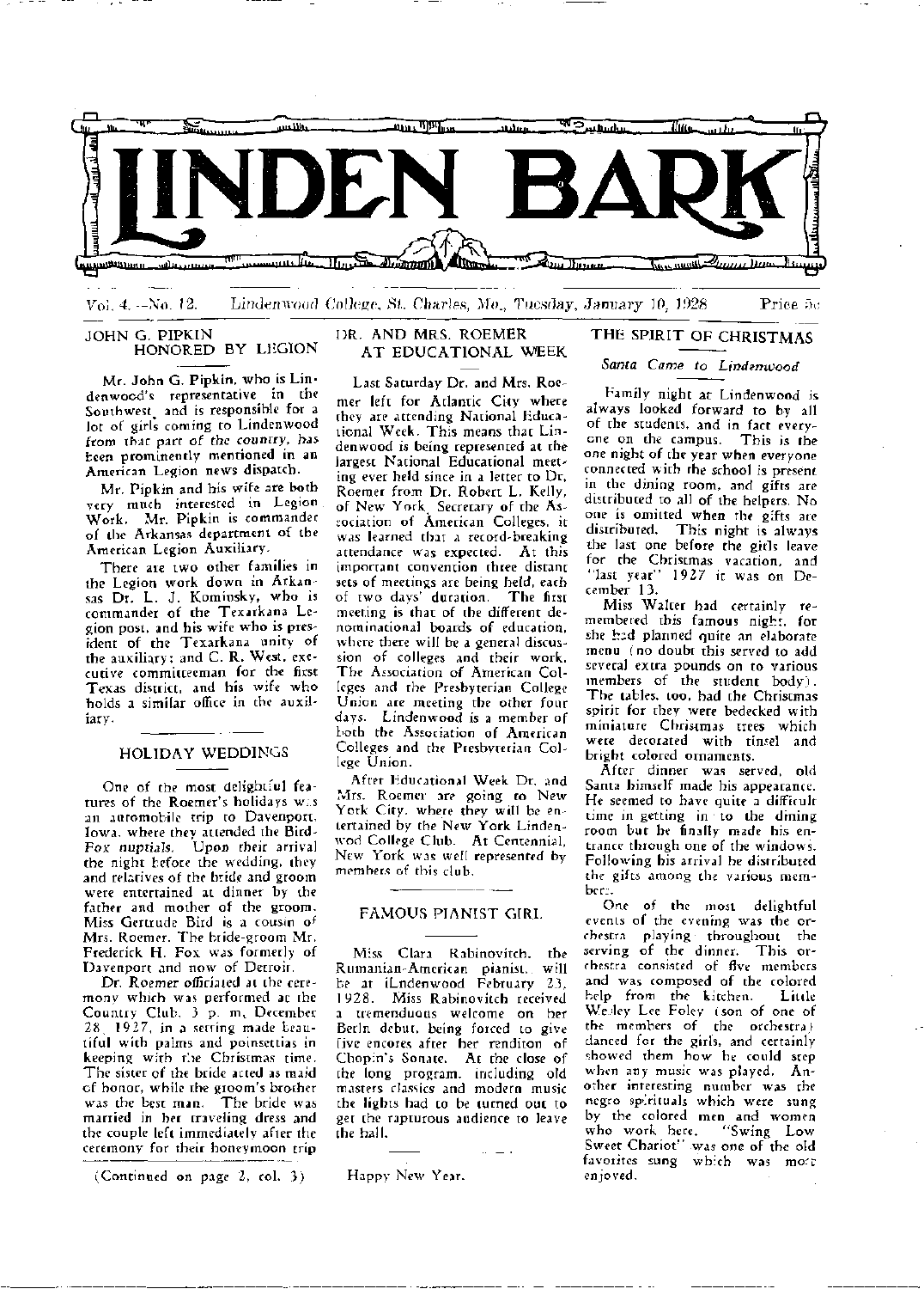# LINDEN BARK

Vol. 4.—No. 12. Lindenwood College, St. Charles, Mo., Tuesday, January 10, 1928 Price 5c

## JOHN G. PIPKIN HONORED BY LEGION

Mr. John G. Pipkin, who is Lindenwood's representative in the Southwest, and is responsible for a lot of girls coming to Lindenwood from that part of the country, has been prominently mentioned in an American Legion news dispatch.

Mr. Pipkin and his wife are both very much interested in Legion Work. Mr. Pipkin is commander of the Arkansas department of the American Legion Auxiliary.

There are two other families in the Legion work down in Arkansas Dr. L. J. Kominsky, who is commander of the Texarkana Legion post, and his wife who is president of the Texarkana unity of the auxiliary; and C. R. West, executive committeeman for the first Texas district, and his wife who holds a similar office in the auxiliary.

## HOLIDAY WEDDINGS

One of the most delightful features of the Roemer's holidays was an automobile trip to Davenport, Iowa, where they attended the Bird-Fox nuptials. Upon their arrival the night before the wedding, they and relatives of the bride and groom were entertained at dinner by the father and mother of the groom. Miss Gertrude Bird is a cousin of Mrs. Roemer. The bride-groom Mr. Frederick H. Fox was formerly of Davenport and now of Detroit.

Dr. Roemer officiated at the ceremony which was performed at the Country Club. 3 p. m. December 28, 1927, in a setting made beautiful with palms and poinsettias in keeping with the Christmas time. The sister of the bride acted as maid of honor, while the groom's brother was the best man. The bride was married in her traveling dress and the couple left immediately after the ceremony for their honeymoon trip

(Continued on page 2, col. 3)

## DR. AND MRS. ROEMER AT EDUCATIONAL WEEK

Last Saturday Dr. and Mrs. Roemer left for Atlantic City where they are attending National Educational Week. This means that Lindenwood is being represented at the largest National Educational meeting ever held since in a letter to Dr. Roemer from Dr. Robert L. Kelly, of New York, Secretary of the Association of American Colleges, it was learned that a record-breaking attendance was expected. At this important convention three distant sets of meetings are being held, each of two days' duration. The first meeting is that of the different denominational boards of education, where there will be a general discussion of colleges and their work. The Association of American Colleges and the Presbyterian College Union are meeting the other four days. Lindenwood is a member of both the Association of American Colleges and the Presbyterian College Union.

After Educational Week Dr. and Mrs. Roemer are going to New York City, where they will be entertained by the New York Lindenwod College Club. At Centennial, New York was well represented by members of this club.

## FAMOUS PIANIST GIRL

Miss Clara Rabinovitch, the Rumanian-American pianist, will be at iLndenwood February 23, 1928. Miss Rabinovitch received a tremenduous welcome on her Berln debut, being forced to give five encores after her renditon of Chopin's Sonate. At the close of the long program, including old masters classics and modern music the lights had to be turned out to get the rapturous audience to leave the hall.

Happy New Year.

## THE SPIRIT OF CHRISTMAS

*Santa Came to Lindenwood*

Family night at Lindenwood is always looked forward to by all of the students, and in fact everyone on the campus. This is the one night of the year when everyone connected with the school is present in the dining room, and gifts are distributed to all of the helpers. No one is omitted when the gifts are distributed. This night is always the last one before the girls leave for the Christmas vacation, and "last year" 1927 it was on December 13.

Miss Walter had certainly remembered this famous night, for she had planned quite an elaborate menu (no doubt this served to add several extra pounds on to various members of the student body). The tables, too, had the Christmas spirit for they were bedecked with miniature Christmas trees which were decorated with tinsel and bright colored ornaments.

After dinner was served, old Santa himself made his appearance. He seemed to have quite a difficult time in getting in to the dining room but he finally made his entrance through one of the windows. Following his arrival he distributed the gifts among the various members.

One of the most delightful events of the evening was the orchestra playing throughout the serving of the dinner. This orchestra consisted of five members and was composed of the colored help from the kitchen. Little Wesley Lee Foley (son of one of the members of the orchestra) danced for the girls, and certainly showed them how he could step when any music was played. Another interesting number was the negro spirituals which were sung by the colored men and women who work here. "Swing Low Sweet Chariot" was one of the old favorites sung which was most enjoyed.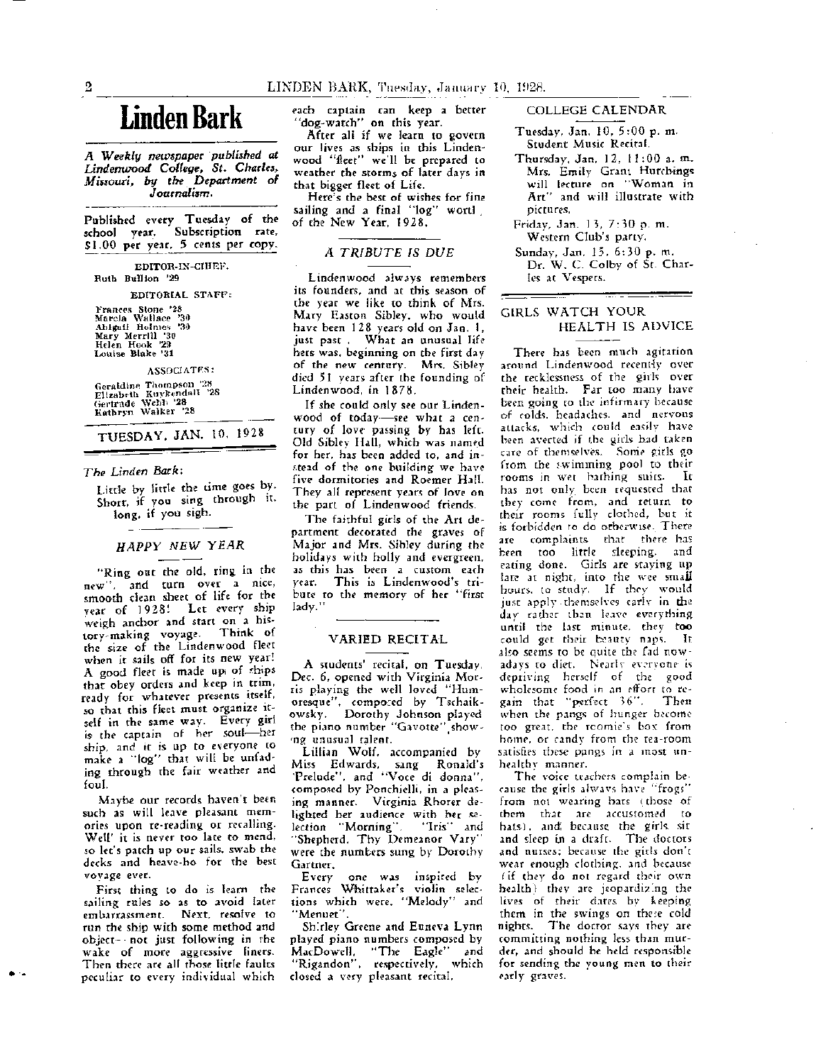# Linden Bark

*A Weekly newspaper published at Lindenwood College, St. Charles, Missouri, by the Department of Journalism.*

Published every Tuesday of the school year. Subscription rate, $1.00 per year, 5 cents per copy.

EDITOR-IN-CHIEF:
Ruth Bullion '29

EDITORIAL STAFF:
Frances Stone '28
Marcia Wallace '30
Abigail Holmes '30
Mary Merrill '30
Helen Hook '29
Louise Blake '31

ASSOCIATES:
Geraldine Thompson '28
Elizabeth Kuykendall '28
Gertrude Webb '28
Kathryn Walker '28

TUESDAY, JAN. 10, 1928

*The Linden Bark:*

Little by little the time goes by.
Short, if you sing through it,
long, if you sigh.

## *HAPPY NEW YEAR*

"Ring out the old, ring in the new", and turn over a nice, smooth clean sheet of life for the year of 1928! Let every ship weigh anchor and start on a history-making voyage. Think of the size of the Lindenwood fleet when it sails off for its new year! A good fleet is made up of ships that obey orders and keep in trim, ready for whatever presents itself, so that this fleet must organize itself in the same way. Every girl is the captain of her soul—her ship, and it is up to everyone to make a "log" that will be unfading through the fair weather and foul.

Maybe our records haven't been such as will leave pleasant memories upon re-reading or recalling. Well' it is never too late to mend, so let's patch up our sails, swab the decks and heave-ho for the best voyage ever.

First thing to do is learn the sailing rules so as to avoid later embarrassment. Next, resolve to run the ship with some method and object—not just following in the wake of more aggressive liners. Then there are all those little faults peculiar to every individual which each captain can keep a better "dog-watch" on this year.

After all if we learn to govern our lives as ships in this Lindenwood "fleet" we'll be prepared to weather the storms of later days in that bigger fleet of Life.

Here's the best of wishes for fine sailing and a final "log" worth of the New Year, 1928.

## *A TRIBUTE IS DUE*

Lindenwood always remembers its founders, and at this season of the year we like to think of Mrs. Mary Easton Sibley, who would have been 128 years old on Jan. 1, just past. What an unusual life hers was, beginning on the first day of the new century. Mrs. Sibley died 51 years after the founding of Lindenwood, in 1878.

If she could only see our Lindenwood of today—see what a century of love passing by has left. Old Sibley Hall, which was named for her, has been added to, and instead of the one building we have five dormitories and Roemer Hall. They all represent years of love on the part of Lindenwood friends.

The faithful girls of the Art department decorated the graves of Major and Mrs. Sibley during the holidays with holly and evergreen, as this has been a custom each year. This is Lindenwood's tribute to the memory of her "first lady."

## VARIED RECITAL

A students' recital, on Tuesday, Dec. 6, opened with Virginia Morris playing the well loved "Humoresque", composed by Tschaikowsky. Dorothy Johnson played the piano number "Gavotte", showing unusual talent.

Lillian Wolf, accompanied by Miss Edwards, sang Ronald's 'Prelude", and "Voce di donna", composed by Ponchielli, in a pleasing manner. Virginia Rhorer delighted her audience with her selection "Morning". "Iris" and "Shepherd, Thy Demeanor Vary" were the numbers sung by Dorothy Gartner.

Every one was inspired by Frances Whittaker's violin selections which were, "Melody" and "Menuet".

Shirley Greene and Euneva Lynn played piano numbers composed by MacDowell, "The Eagle" and "Rigandon", respectively, which closed a very pleasant recital.

## COLLEGE CALENDAR

Tuesday, Jan. 10, 5:00 p. m.
Student Music Recital.

Thursday, Jan. 12, 11:00 a. m.
Mrs. Emily Grant Hutchings will lecture on "Woman in Art" and will illustrate with pictures.

Friday, Jan. 13, 7:30 p. m.
Western Club's party.

Sunday, Jan. 15, 6:30 p. m.
Dr. W. C. Colby of St. Charles at Vespers.

## GIRLS WATCH YOUR HEALTH IS ADVICE

There has been much agitation around Lindenwood recently over the recklessness of the girls over their health. Far too many have been going to the infirmary because of colds, headaches, and nervous attacks, which could easily have been averted if the girls had taken care of themselves. Some girls go from the swimming pool to their rooms in wet bathing suits. It has not only been requested that they come from, and return to their rooms fully clothed, but it is forbidden to do otherwise. There are complaints that there has been too little sleeping, and eating done. Girls are staying up late at night, into the wee small hours, to study. If they would just apply themselves early in the day rather than leave everything until the last minute, they too could get their beauty naps. It also seems to be quite the fad nowadays to diet. Nearly everyone is depriving herself of the good wholesome food in an effort to regain that "perfect 36". Then when the pangs of hunger become too great, the roomie's box from home, or candy from the tea-room satisfies these pangs in a most unhealthy manner.

The voice teachers complain because the girls always have "frogs" from not wearing hats (those of them that are accustomed to hats), and because the girls sit and sleep in a draft. The doctors and nurses; because the girls don't wear enough clothing, and because (if they do not regard their own health) they are jeopardizing the lives of their dates by keeping them in the swings on these cold nights. The doctor says they are committing nothing less than murder, and should be held responsible for sending the young men to their early graves.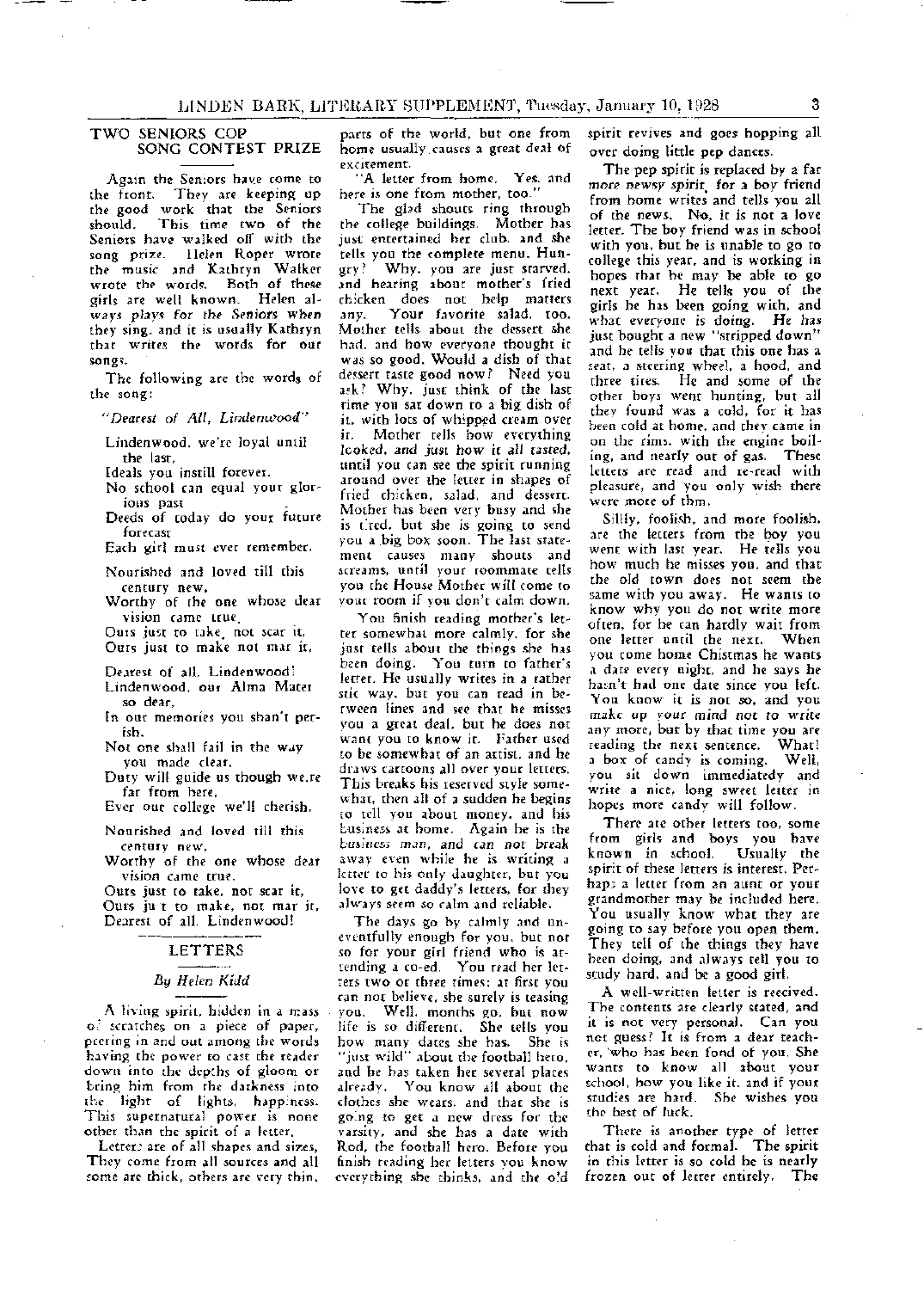## TWO SENIORS COP SONG CONTEST PRIZE

Again the Seniors have come to the front. They are keeping up the good work that the Seniors should. This time two of the Seniors have walked off with the song prize. Helen Roper wrote the music and Kathryn Walker wrote the words. Both of these girls are well known. Helen always plays for the Seniors when they sing, and it is usually Kathryn that writes the words for our songs.

The following are the words of the song:

*"Dearest of All, Lindenwood"*

Lindenwood, we're loyal until the last,
Ideals you instill forever.
No school can equal your glorious past
Deeds of today do your future forecast
Each girl must ever remember.

Nourished and loved till this century new,
Worthy of the one whose dear vision came true,
Ours just to take, not scar it,
Ours just to make not mar it,

Dearest of all, Lindenwood!
Lindenwood, our Alma Mater so dear,
In our memories you shan't perish.
Not one shall fail in the way you made clear,
Duty will guide us though we,re far from here,
Ever our college we'll cherish.

Nourished and loved till this century new,
Worthy of the one whose dear vision came true.
Ours just to take, not scar it,
Ours ju t to make, not mar it,
Dearest of all, Lindenwood!

## LETTERS

### By Helen Kidd

A living spirit, hidden in a mass of scratches on a piece of paper, peering in and out among the words having the power to cast the reader down into the depths of gloom or bring him from the darkness into the light of lights, happiness. This supernatural power is none other than the spirit of a letter.

Letters are of all shapes and sizes, They come from all sources and all some are thick, others are very thin, parts of the world, but one from home usually causes a great deal of excitement.

"A letter from home. Yes, and here is one from mother, too."

The glad shouts ring through the college buildings. Mother has just entertained her club, and she tells you the complete menu. Hungry? Why, you are just starved, and hearing about mother's fried chicken does not help matters any. Your favorite salad, too. Mother tells about the dessert she had, and how everyone thought it was so good. Would a dish of that dessert taste good now? Need you ask? Why, just think of the last time you sat down to a big dish of it, with lots of whipped cream over it. Mother tells how everything looked, and just how it all tasted, until you can see the spirit running around over the letter in shapes of fried chicken, salad, and dessert. Mother has been very busy and she is tired, but she is going to send you a big box soon. The last statement causes many shouts and screams, until your roommate tells you the House Mother will come to your room if you don't calm down.

You finish reading mother's letter somewhat more calmly, for she just tells about the things she has been doing. You turn to father's letter. He usually writes in a rather stic way, but you can read in between lines and see that he misses you a great deal, but he does not want you to know it. Father used to be somewhat of an artist, and he draws cartoons all over your letters. This breaks his reserved style somewhat, then all of a sudden he begins to tell you about money, and his business at home. Again he is the business man, and can not break away even while he is writing a letter to his only daughter, but you love to get daddy's letters, for they always seem so calm and reliable.

The days go by calmly and uneventfully enough for you, but not so for your girl friend who is attending a co-ed. You read her letters two or three times; at first you can not believe, she surely is teasing you. Well, months go, but now life is so different. She tells you how many dates she has. She is "just wild" about the football hero, and he has taken her several places already. You know all about the clothes she wears, and that she is going to get a new dress for the varsity, and she has a date with Rod, the football hero. Before you finish reading her letters you know everything she thinks, and the old spirit revives and goes hopping all over doing little pep dances.

The pep spirit is replaced by a far more newsy spirit, for a boy friend from home writes and tells you all of the news. No, it is not a love letter. The boy friend was in school with you, but he is unable to go to college this year, and is working in hopes that he may be able to go next year. He tells you of the girls he has been going with, and what everyone is doing. He has just bought a new "stripped down" and he tells you that this one has a seat, a steering wheel, a hood, and three tires. He and some of the other boys went hunting, but all they found was a cold, for it has been cold at home, and they came in on the rims, with the engine boiling, and nearly out of gas. These letters are read and re-read with pleasure, and you only wish there were more of them.

Silly, foolish, and more foolish, are the letters from the boy you went with last year. He tells you how much he misses you, and that the old town does not seem the same with you away. He wants to know why you do not write more often, for he can hardly wait from one letter until the next. When you come home Christmas he wants a date every night, and he says he hasn't had one date since you left. You know it is not so, and you make up your mind not to write any more, but by that time you are reading the next sentence. What! a box of candy is coming. Well, you sit down immediately and write a nice, long sweet letter in hopes more candy will follow.

There are other letters too, some from girls and boys you have known in school. Usually the spirit of these letters is interest. Perhaps a letter from an aunt or your grandmother may be included here. You usually know what they are going to say before you open them. They tell of the things they have been doing, and always tell you to study hard, and be a good girl.

A well-written letter is received. The contents are clearly stated, and it is not very personal. Can you not guess? It is from a dear teacher, who has been fond of you. She wants to know all about your school, how you like it, and if your studies are hard. She wishes you the best of luck.

There is another type of letter that is cold and formal. The spirit in this letter is so cold he is nearly frozen out of letter entirely. The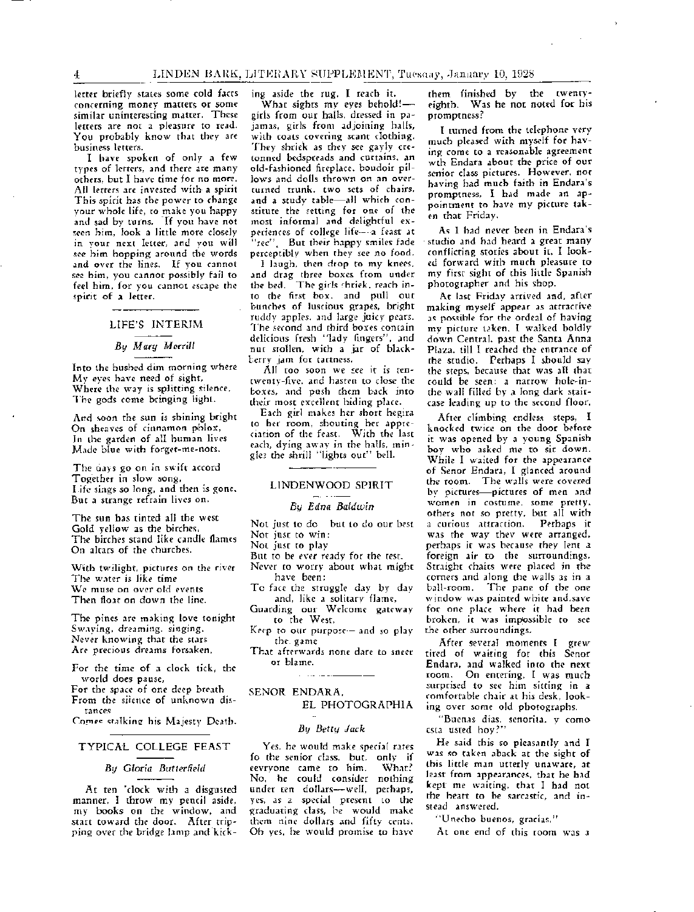letter briefly states some cold facts concerning money matters or some similar uninteresting matter. These letters are not a pleasure to read. You probably know that they are business letters.

I have spoken of only a few types of letters, and there are many others, but I have time for no more. All letters are invested with a spirit This spirit has the power to change your whole life, to make you happy and sad by turns. If you have not seen him, look a little more closely in your next letter, and you will see him hopping around the words and over the lines. If you cannot see him, you cannot possibly fail to feel him, for you cannot escape the spirit of a letter.

## LIFE'S INTERIM

*By Mary Morrill*

Into the hushed dim morning where
My eyes have need of sight,
Where the way is splitting silence,
The gods come bringing light.

And soon the sun is shining bright
On sheaves of cinnamon phlox,
In the garden of all human lives
Made blue with forget-me-nots.

The days go on in swift accord
Together in slow song,
Life sings so long, and then is gone,
But a strange refrain lives on.

The sun has tinted all the west
Gold yellow as the birches,
The birches stand like candle flames
On altars of the churches.

With twilight, pictures on the river
The water is like time
We muse on over old events
Then float on down the line.

The pines are making love tonight
Swaying, dreaming, singing,
Never knowing that the stars
Are precious dreams forsaken.

For the time of a clock tick, the world does pause,
For the space of one deep breath
From the silence of unknown distances
Comes stalking his Majesty Death.

## TYPICAL COLLEGE FEAST

*By Gloria Butterfield*

At ten 'clock with a disgusted manner, I throw my pencil aside, my books on the window, and start toward the door. After tripping over the bridge lamp and kicking aside the rug, I reach it.

What sights my eyes behold!—girls from our halls, dressed in pajamas, girls from adjoining halls, with coats covering scant clothing. They shriek as they see gayly cretonned bedspreads and curtains, an old-fashioned fireplace, boudoir pillows and dolls thrown on an overturned trunk, two sets of chairs, and a study table—all which constitute the setting for one of the most informal and delightful experiences of college life—a feast at "rec". But their happy smiles fade perceptibly when they see no food.

I laugh, then drop to my knees, and drag three boxes from under the bed. The girls shriek, reach into the first box, and pull out bunches of luscious grapes, bright ruddy apples, and large juicy pears. The second and third boxes contain delicious fresh "lady fingers", and nut stollen, with a jar of blackberry jam for tartness.

All too soon we see it is ten-twenty-five, and hasten to close the boxes, and push them back into their most excellent hiding place.

Each girl makes her short hegira to her room, shouting her appreciation of the feast. With the last each, dying away in the halls, mingles the shrill "lights out" bell.

## LINDENWOOD SPIRIT

*By Edna Baldwin*

Not just to do but to do our best
Not just to win:
Not just to play
But to be ever ready for the test.
Never to worry about what might have been:
To face the struggle day by day and, like a solitary flame,
Guarding our Welcome gateway to the West,
Keep to our purpose—and so play the game
That afterwards none dare to sneer or blame.

## SENOR ENDARA, EL PHOTOGRAPHIA

*By Betty Jack*

Yes, he would make special rates fo the senior class, but, only if eevryone came to him. What? No, he could consider nothing under ten dollars—well, perhaps, yes, as a special present to the graduating class, he would make them nine dollars and fifty cents. Oh yes, he would promise to have them finished by the twenty-eighth. Was he not noted for his promptness?

I turned from the telephone very much pleased with myself for having come to a reasonable agreement wth Endara about the price of our senior class pictures. However, not having had much faith in Endara's promptness, I had made an appointment to have my picture taken that Friday.

As I had never been in Endara's studio and had heard a great many conflicting stories about it, I looked forward with much pleasure to my first sight of this little Spanish photographer and his shop.

At last Friday arrived and, after making myself appear as attractive as possible for the ordeal of having my picture taken, I walked boldly down Central, past the Santa Anna Plaza, till I reached the entrance of the studio. Perhaps I should say the steps, because that was all that could be seen: a narrow hole-in-the wall filled by a long dark staircase leading up to the second floor.

After climbing endless steps, I knocked twice on the door before it was opened by a young Spanish boy who asked me to sit down. While I waited for the appearance of Senor Endara, I glanced around the room. The walls were covered by pictures—pictures of men and women in costume, some pretty, others not so pretty, but all with a curious attraction. Perhaps it was the way they were arranged, perhaps it was because they lent a foreign air to the surroundings. Straight chairs were placed in the corners and along the walls as in a ball-room. The pane of the one window was painted white and save for one place where it had been broken, it was impossible to see the other surroundings.

After several moments I grew tired of waiting for this Senor Endara, and walked into the next room. On entering, I was much surprised to see him sitting in a comfortable chair at his desk, looking over some old photographs.

"Buenas dias, senorita, y como esta usted hoy?"

He said this so pleasantly and I was so taken aback at the sight of this little man utterly unaware, at least from appearances, that he had kept me waiting, that I had not the heart to be sarcastic, and instead answered.

"Unecho buenos, gracias."

At one end of this room was a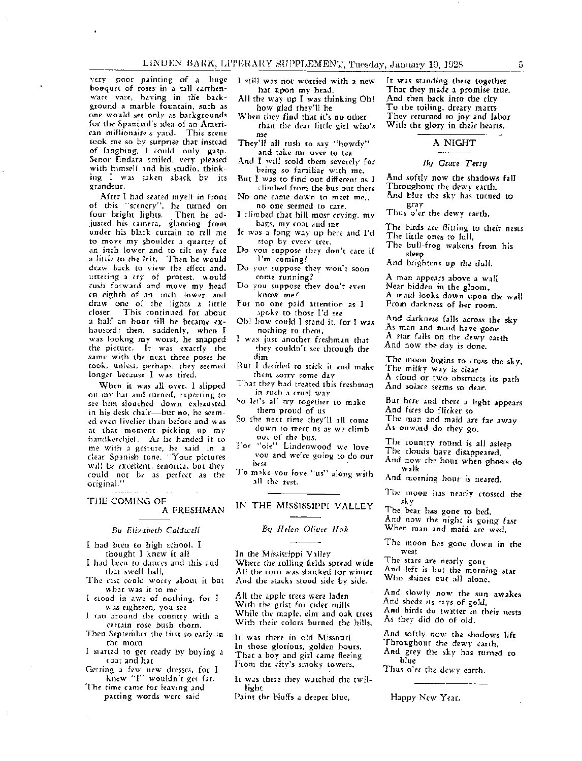very poor painting of a huge bouquet of roses in a tall earthenware vase, having in the background a marble fountain, such as one would see only as backgrounds for the Spaniard's idea of an American millionaire's yard. This scene took me so by surprise that instead of laughing, I could only gasp. Senor Endara smiled, very pleased with himself and his studio, thinking I was taken aback by its grandeur.

After I had seated myself in front of this "scenery", he turned on four bright lights. Then he adjusted his camera, glancing from under his black curtain to tell me to move my shoulder a quarter of an inch lower and to tilt my face a little to the left. Then he would draw back to view the effect and, uttering a cry of protest, would rush forward and move my head an eighth of an inch lower and draw one of the lights a little closer. This continued for about a half an hour till he became exhausted; then, suddenly, when I was looking my worst, he snapped the picture. It was exactly the same with the next three poses he took, unless, perhaps, they seemed longer because I was tired.

When it was all over, I slipped on my hat and turned, expecting to see him slouched down exhausted in his desk chair—but no, he seemed even livelier than before and was at that moment picking up my handkerchief. As he handed it to me with a gesture, he said in a clear Spanish tone, "Your pictures will be excellent, senorita, but they could not be as perfect as the original."

## THE COMING OF A FRESHMAN

*By Elizabeth Caldwell*

I had been to high school. I thought I knew it all
I had been to dances and this and that swell ball,
The rest could worry about it but what was it to me
I stood in awe of nothing, for I was eighteen, you see
I ran around the country with a certain rose bush thorn,
Then September the first so early in the morn
I started to get ready by buying a coat and hat
Getting a few new dresses, for I knew "I" wouldn't get fat.
The time came for leaving and parting words were said
I still was not worried with a new hat upon my head.
All the way up I was thinking Oh! how glad they'll be
When they find that it's no other than the dear little girl who's me
They'll all rush to say "howdy" and take me over to tea
And I will scold them severely for being so familiar with me.
But I was to find out different as I climbed from the bus out there
No one came down to meet me,, no one seemed to care.
I climbed that hill most crying, my bags, my coat and me
It was a long way up here and I'd stop by every tree.
Do you suppose they don't care if I'm coming?
Do you suppose they won't soon come running?
Do you suppose they don't even know me?
For no one paid attention as I spoke to those I'd see
Oh! how could I stand it, for I was nothing to them,
I was just another freshman that they couldn't see through the dim
But I decided to stick it and make them sorry some day
That they had treated this freshman in such a cruel way
So let's all try together to make them proud of us
So the next time they'll all come down to meet us as we climb out of the bus.
For "ole" Lindenwood we love you and we're going to do our best
To make you love "us" along with all the rest.

## IN THE MISSISSIPPI VALLEY

*By Helen Oliver Hoh*

In the Mississippi Valley
Where the rolling fields spread wide
All the corn was shocked for winter
And the stacks stood side by side.

All the apple trees were laden
With the grist for cider mills
While the maple, elm and oak trees
With their colors burned the hills.

It was there in old Missouri
In those glorious, golden hours,
That a boy and girl came fleeing
From the city's smoky towers.

It was there they watched the twilight
Paint the bluffs a deeper blue,
It was standing there together
That they made a promise true.
And then back into the city
To the toiling, dreary marts
They returned to joy and labor
With the glory in their hearts.

## A NIGHT

*By Grace Terry*

And softly now the shadows fall
Throughout the dewy earth.
And blue the sky has turned to gray
Thus o'er the dewy earth.

The birds are flitting to their nests
The little ones to lull,
The bull-frog wakens from his sleep
And brightens up the dull.

A man appears above a wall
Near hidden in the gloom,
A maid looks down upon the wall
From darkness of her room.

And darkness falls across the sky
As man and maid have gone
A star falls on the dewy earth
And now the day is done.

The moon begins to cross the sky,
The milky way is clear
A cloud or two obstructs its path
And solace seems so dear.

But here and there a light appears
And fires do flicker so
The man and maid are far away
As onward do they go.

The country round is all asleep
The clouds have disappeared,
And now the hour when ghosts do walk
And morning hour is neared.

The moon has nearly crossed the sky
The bear has gone to bed,
And now the night is going fast
When man and maid are wed.

The moon has gone down in the west
The stars are nearly gone
And left is but the morning star
Who shines out all alone.

And slowly now the sun awakes
And sheds its rays of gold,
And birds do twitter in their nests
As they did do of old.

And softly now the shadows lift
Throughout the dewy earth,
And grey the sky has turned to blue
Thus o'er the dewy earth.

Happy New Year.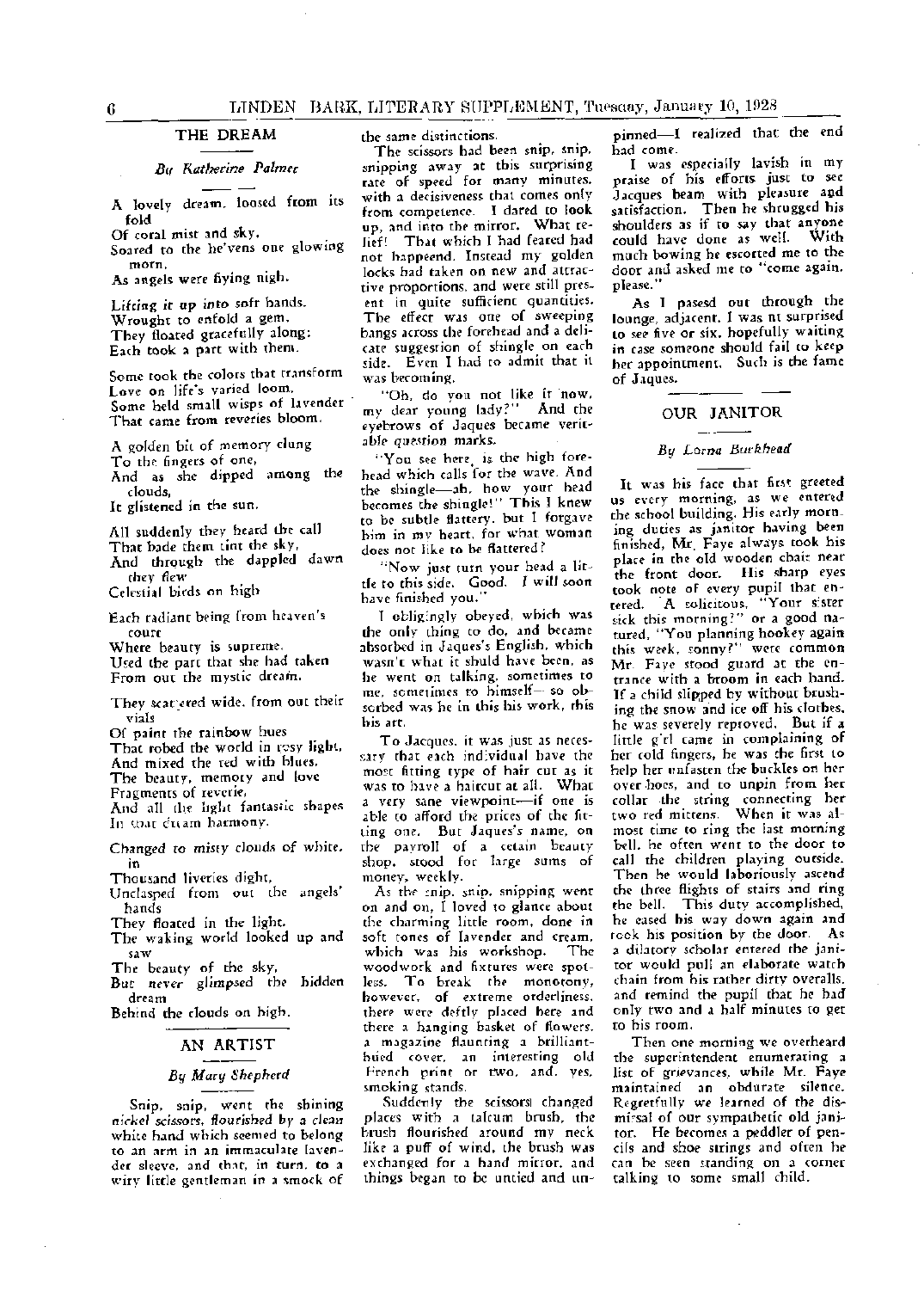## THE DREAM

*By Katherine Palmer*

A lovely dream, loosed from its fold
Of coral mist and sky,
Soared to the he'vens one glowing morn,
As angels were flying nigh.

Lifting it up into soft hands,
Wrought to enfold a gem,
They floated gracefully along;
Each took a part with them.

Some took the colors that transform
Love on life's varied loom,
Some held small wisps of lavender
That came from reveries bloom.

A golden bit of memory clung
To the fingers of one,
And as she dipped among the clouds,
It glistened in the sun.

All suddenly they heard the call
That bade them tint the sky,
And through the dappled dawn they flew
Celestial birds on high

Each radiant being from heaven's court
Where beauty is supreme,
Used the part that she had taken
From out the mystic dream.

They scattered wide, from out their vials
Of paint the rainbow hues
That robed the world in rosy light,
And mixed the red with blues,
The beauty, memory and love
Fragments of reverie,
And all the light fantastic shapes
In that dream harmony.

Changed to misty clouds of white, in
Thousand liveries dight,
Unclasped from out the angels' hands
They floated in the light.
The waking world looked up and saw
The beauty of the sky,
But never glimpsed the hidden dream
Behind the clouds on high.

## AN ARTIST

*By Mary Shepherd*

Snip, snip, went the shining nickel scissors, flourished by a clean white hand which seemed to belong to an arm in an immaculate lavender sleeve, and that, in turn, to a wiry little gentleman in a smock of the same distinctions.

The scissors had been snip, snip, snipping away at this surprising rate of speed for many minutes, with a decisiveness that comes only from competence. I dared to look up, and into the mirror. What relief! That which I had feared had not happeend. Instead my golden locks had taken on new and attractive proportions, and were still present in quite sufficient quantities. The effect was one of sweeping bangs across the forehead and a delicate suggestion of shingle on each side. Even I had to admit that it was becoming.

"Oh, do you not like it now, my dear young lady?" And the eyebrows of Jaques became veritable question marks.

"You see here, is the high forehead which calls for the wave. And the shingle—ah, how your head becomes the shingle!" This I knew to be subtle flattery, but I forgave him in my heart, for what woman does not like to be flattered?

"Now just turn your head a little to this side. Good. I will soon have finished you."

I obligingly obeyed, which was the only thing to do, and became absorbed in Jaques's English, which wasn't what it shuld have been, as he went on talking, sometimes to me, sometimes to himself— so obsorbed was he in this his work, this his art.

To Jacques, it was just as necessary that each individual have the most fitting type of hair cut as it was to have a haircut at all. What a very sane viewpoint—if one is able to afford the prices of the fitting one. But Jaques's name, on the payroll of a cetain beauty shop, stood for large sums of money, weekly.

As the snip, snip, snipping went on and on, I loved to glance about the charming little room, done in soft tones of lavender and cream, which was his workshop. The woodwork and fixtures were spotless. To break the monotony, however, of extreme orderliness, there were deftly placed here and there a hanging basket of flowers, a magazine flaunting a brilliant-hued cover, an interesting old French print or two, and, yes, smoking stands.

Suddenly the scissors changed places with a talcum brush, the brush flourished around my neck like a puff of wind, the brush was exchanged for a hand mirror, and things began to be untied and unpinned—I realized that the end had come.

I was especially lavish in my praise of his efforts just to see Jacques beam with pleasure and satisfaction. Then he shrugged his shoulders as if to say that anyone could have done as well. With much bowing he escorted me to the door and asked me to "come again, please."

As I pasesd out through the lounge, adjacent, I was nt surprised to see five or six, hopefully waiting in case someone should fail to keep her appointment. Such is the fame of Jaques.

## OUR JANITOR

*By Lorna Burkhead*

It was his face that first greeted us every morning, as we entered the school building. His early morning duties as janitor having been finished, Mr. Faye always took his place in the old wooden chair near the front door. His sharp eyes took note of every pupil that entered. A solicitous, "Your sister sick this morning?" or a good natured, "You planning hookey again this week, sonny?" were common Mr. Faye stood guard at the entrance with a broom in each hand. If a child slipped by without brushing the snow and ice off his clothes, he was severely reproved. But if a little girl came in complaining of her cold fingers, he was the first to help her unfasten the buckles on her over-shoes, and to unpin from her collar the string connecting her two red mittens. When it was almost time to ring the last morning bell, he often went to the door to call the children playing outside. Then he would laboriously ascend the three flights of stairs and ring the bell. This duty accomplished, he eased his way down again and took his position by the door. As a dilatory scholar entered the janitor would pull an elaborate watch chain from his rather dirty overalls, and remind the pupil that he had only two and a half minutes to get to his room.

Then one morning we overheard the superintendent enumerating a list of grievances, while Mr. Faye maintained an obdurate silence. Regretfully we learned of the dismissal of our sympathetic old janitor. He becomes a peddler of pencils and shoe strings and often he can be seen standing on a corner talking to some small child.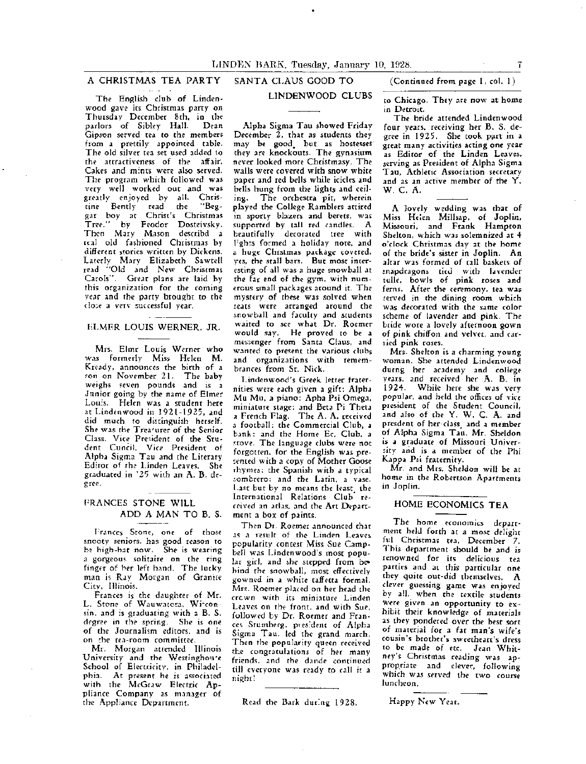## A CHRISTMAS TEA PARTY

The English club of Lindenwood gave its Christmas party on Thursday December 8th, in the parlors of Sibley Hall. Dean Gipson served tea to the members from a prettily appointed table. The old silver tea set used added to the attractiveness of the affair. Cakes and mints were also served. The program which followed was very well worked out and was greatly enjoyed by all. Christine Bently read the "Beggar boy at Christ's Christmas Tree." by Feodor Dosteivsky. Then Mary Mason describd a real old fashioned Christmas by different stories written by Dickens. Laterly Mary Elizabeth Sawtell read "Old and New Christmas Carols". Great plans are laid by this organization for the coming year and the party brought to the close a very successful year.

## ELMER LOUIS WERNER, JR.

Mrs. Elmr Louis Werner who was formerly Miss Helen M. Kready, announces the birth of a son on November 21. The baby weighs seven pounds and is a Junior going by the name of Elmer Louis. Helen was a student here at Lindenwood in 1921-1925, and did much to distinguish herself. She was the Treasurer of the Senior Class. Vice President of the Student Cuncil, Vice President of Alpha Sigma Tau and the Literary Editor of the Linden Leaves. She graduated in '25 with an A. B. degree.

## FRANCES STONE WILL ADD A MAN TO B. S.

Frances Stone, one of those snooty seniors, has good reason to be high-hat now. She is wearing a gorgeous solitaire on the ring finger of her left hand. The lucky man is Ray Morgan of Granite City, Illinois.

Frances is the daughter of Mr. L. Stone of Wauwatosa, Wisconsin, and is graduating with a B. S. degree in the spring. She is one of the Journalism editors, and is on the tea-room committee.

Mr. Morgan attended Illinois University and the Westinghouse School of Electricity, in Philadelphia. At present he is associated with the McGraw Electric Appliance Company as manager of the Appliance Department.

## SANTA CLAUS GOOD TO LINDENWOOD CLUBS

Alpha Sigma Tau showed Friday December 2, that as students they may be good, but as hostesses they are knockouts. The gynasium never looked more Christmasy. The walls were covered with snow white paper and red bells while icicles and bells hung from the lights and ceiling. The orchestra pit, wherein played the College Ramblers attired in sporty blazers and berets, was supported by tall red candles. A beautifully decorated tree with lights formed a holiday note, and a huge Christmas package covered, yes, the stall bars. But most interesting of all was a huge snowball at the far end of the gym, with numerous small packages around it. The mystery of these was solved when seats were arranged around the snowball and faculty and students waited to see what Dr. Roemer would say. He proved to be a messenger from Santa Claus, and wanted to present the various clubs and organizations with remembrances from St. Nick.

Lindenwood's Greek letter fraternities were each given a gift: Alpha Mu Mu, a piano; Apha Psi Omega, miniature stage; and Beta Pi Theta a French Flag. The A. A. received a football; the Commercial Club, a bank; and the Home Ec. Club, a stove. The language clubs were not forgotten, for the English was presented with a copy of Mother Goose rhymes; the Spanish with a typical sombrero; and the Latin, a vase. Last but by no means the least, the International Relations Club received an atlas, and the Art Department a box of paints.

Then Dr. Roemer announced that as a result of the Linden Leaves popularity contest Miss Sue Campbell was Lindenwood's most popular girl, and she stepped from behind the snowball, most effectively gowned in a white taffeta formal. Mrs. Roemer placed on her head the crown with its miniature Linden Leaves on the front, and with Sue, followed by Dr. Roemer and Frances Stumberg, president of Alpha Sigma Tau, led the grand march. Then the popularity queen received the congratulations of her many friends, and the dance continued till everyone was ready to call it a night!

Read the Bark during 1928.

(Continued from page 1, col. 1)

to Chicago. They are now at home in Detroit.

The bride attended Lindenwood four years, receiving her B. S. degree in 1925. She took part in a great many activities acting one year as Editor of the Linden Leaves, serving as President of Alpha Sigma Tau, Athletic Association secretary and as an active member of the Y. W. C. A.

A lovely wedding was that of Miss Helen Millsap, of Joplin, Missouri, and Frank Hampton Shelton, which was solemnized at 4 o'clock Christmas day at the home of the bride's sister in Joplin. An altar was formed of tall baskets of snapdragons tied with lavender tulle, bowls of pink roses and ferns. After the ceremony, tea was served in the dining room which was decorated with the same color scheme of lavender and pink. The bride wore a lovely afternoon gown of pink chiffon and velvet, and carried pink roses.

Mrs. Shelton is a charming young woman. She attended Lindenwood durng her academy and college years, and received her A. B. in 1924. While here she was very popular, and held the offices of vice president of the Student Council, and also of the Y. W. C. A. and presdent of her class, and a member of Alpha Sigma Tau. Mr. Sheldon is a graduate of Missouri University and is a member of the Phi Kappa Psi fraternity.

Mr. and Mrs. Sheldon will be at home in the Robertson Apartments in Joplin.

## HOME ECONOMICS TEA

The home economics department held forth at a most delightful Christmas tea, December 7. This department should be and is renowned for its delicious tea parties and at this particular one they quite out-did themselves. A clever guessing game was enjoyed by all, when the textile students were given an opportunity to exhibit their knowledge of materials as they pondered over the best sort of material for a fat man's wife's cousin's brother's sweetheart's dress to be made of etc. Jean Whitney's Christmas reading was appropriate and clever, following which was served the two course luncheon.

Happy New Year.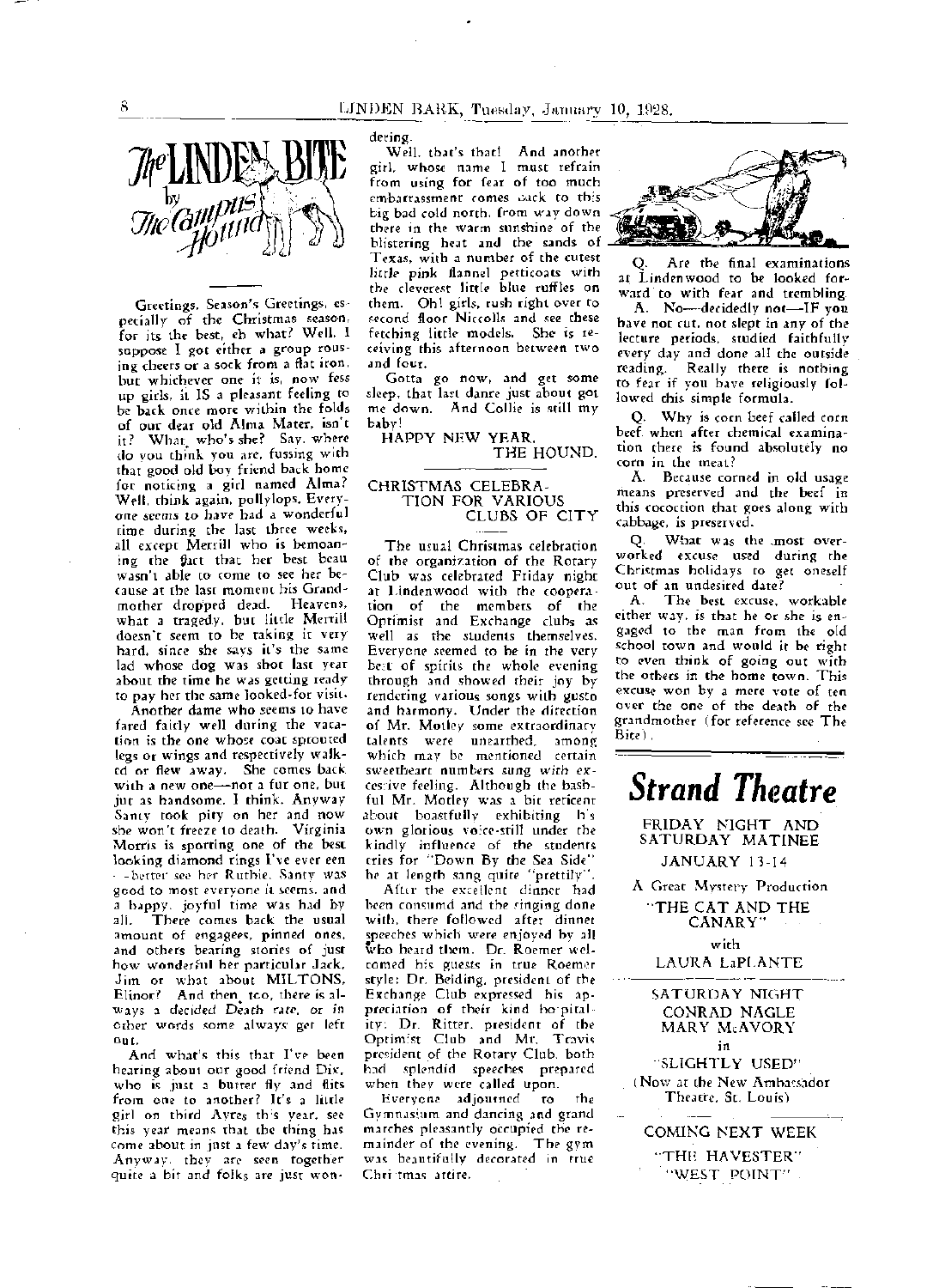# The LINDEN BITE by The Campus Hound

Greetings. Season's Greetings, especially of the Christmas season, for its the best, eh what? Well, I suppose I got either a group rousing cheers or a sock from a flat iron, but whichever one it is, now fess up girls, it IS a pleasant feeling to be back once more within the folds of our dear old Alma Mater, isn't it? What, who's she? Say, where do you think you are, fussing with that good old boy friend back home for noticing a girl named Alma? Well, think again, pollylops. Everyone seems to have had a wonderful time during the last three weeks, all except Merrill who is bemoaning the fact that her best beau wasn't able to come to see her because at the last moment his Grandmother dropped dead. Heavens, what a tragedy, but little Merrill doesn't seem to be taking it very hard, since she says it's the same lad whose dog was shot last year about the time he was getting ready to pay her the same looked-for visit.

Another dame who seems to have fared fairly well during the vacation is the one whose coat sprouted legs or wings and respectively walked or flew away. She comes back with a new one—not a fur one, but just as handsome, I think. Anyway Santy took pity on her and now she won't freeze to death. Virginia Morris is sporting one of the best looking diamond rings I've ever seen - -better see her Ruthie. Santy was good to most everyone it seems, and a happy, joyful time was had by all. There comes back the usual amount of engagees, pinned ones, and others bearing stories of just how wonderful her particular Jack, Jim or what about MILTONS, Elinor? And then, too, there is always a decided Death rate, or in other words some always get left out.

And what's this that I've been hearing about our good friend Dix, who is just a butter fly and flits from one to another? It's a little girl on third Ayres this year, see this year means that the thing has come about in just a few day's time. Anyway, they are seen together quite a bit and folks are just wondering.

Well, that's that! And another girl, whose name I must refrain from using for fear of too much embarrassment comes back to this big bad cold north, from way down there in the warm sunshine of the blistering heat and the sands of Texas, with a number of the cutest little pink flannel petticoats with the cleverest little blue ruffles on them. Oh! girls, rush right over to second floor Niccolls and see these fetching little models. She is receiving this afternoon between two and four.

Gotta go now, and get some sleep, that last dance just about got me down. And Collie is still my baby!

HAPPY NEW YEAR.

THE HOUND.

## CHRISTMAS CELEBRATION FOR VARIOUS CLUBS OF CITY

The usual Christmas celebration of the organization of the Rotary Club was celebrated Friday night at Lindenwood with the cooperation of the members of the Optimist and Exchange clubs as well as the students themselves. Everyone seemed to be in the very best of spirits the whole evening through and showed their joy by rendering various songs with gusto and harmony. Under the direction of Mr. Motley some extraordinary talents were unearthed, among which may be mentioned certain sweetheart numbers sung with excessive feeling. Although the bashful Mr. Motley was a bit reticent about boastfully exhibiting his own glorious voice-still under the kindly influence of the students cries for "Down By the Sea Side" he at length sang quite "prettily".

After the excellent dinner had been consumd and the singing done with, there followed after dinner speeches which were enjoyed by all who heard them. Dr. Roemer welcomed his guests in true Roemer style; Dr. Belding, president of the Exchange Club expressed his appreciation of their kind hospitality; Dr. Ritter, president of the Optimist Club and Mr. Travis president of the Rotary Club, both had splendid speeches prepared when they were called upon.

Everyone adjourned to the Gymnasium and dancing and grand marches pleasantly occupied the remainder of the evening. The gym was beautifully decorated in true Christmas attire.

Q. Are the final examinations at Lindenwood to be looked forward to with fear and trembling.

A. No—decidedly not—IF you have not cut, not slept in any of the lecture periods, studied faithfully every day and done all the outside reading. Really there is nothing to fear if you have religiously followed this simple formula.

Q. Why is corn beef called corn beef when after chemical examination there is found absolutely no corn in the meat?

A. Because corned in old usage means preserved and the beef in this cocoction that goes along with cabbage, is preserved.

Q. What was the most overworked excuse used during the Christmas holidays to get oneself out of an undesired date?

A. The best excuse, workable either way, is that he or she is engaged to the man from the old school town and would it be right to even think of going out with the others in the home town. This excuse won by a mere vote of ten over the one of the death of the grandmother (for reference see The Bite).

## Strand Theatre

FRIDAY NIGHT AND SATURDAY MATINEE

JANUARY 13-14

A Great Mystery Production

"THE CAT AND THE CANARY"

with

LAURA LaPLANTE

SATURDAY NIGHT

CONRAD NAGLE

MARY McAVORY

in

"SLIGHTLY USED"

(Now at the New Ambassador Theatre, St. Louis)

COMING NEXT WEEK

"THE HAVESTER"

"WEST POINT"